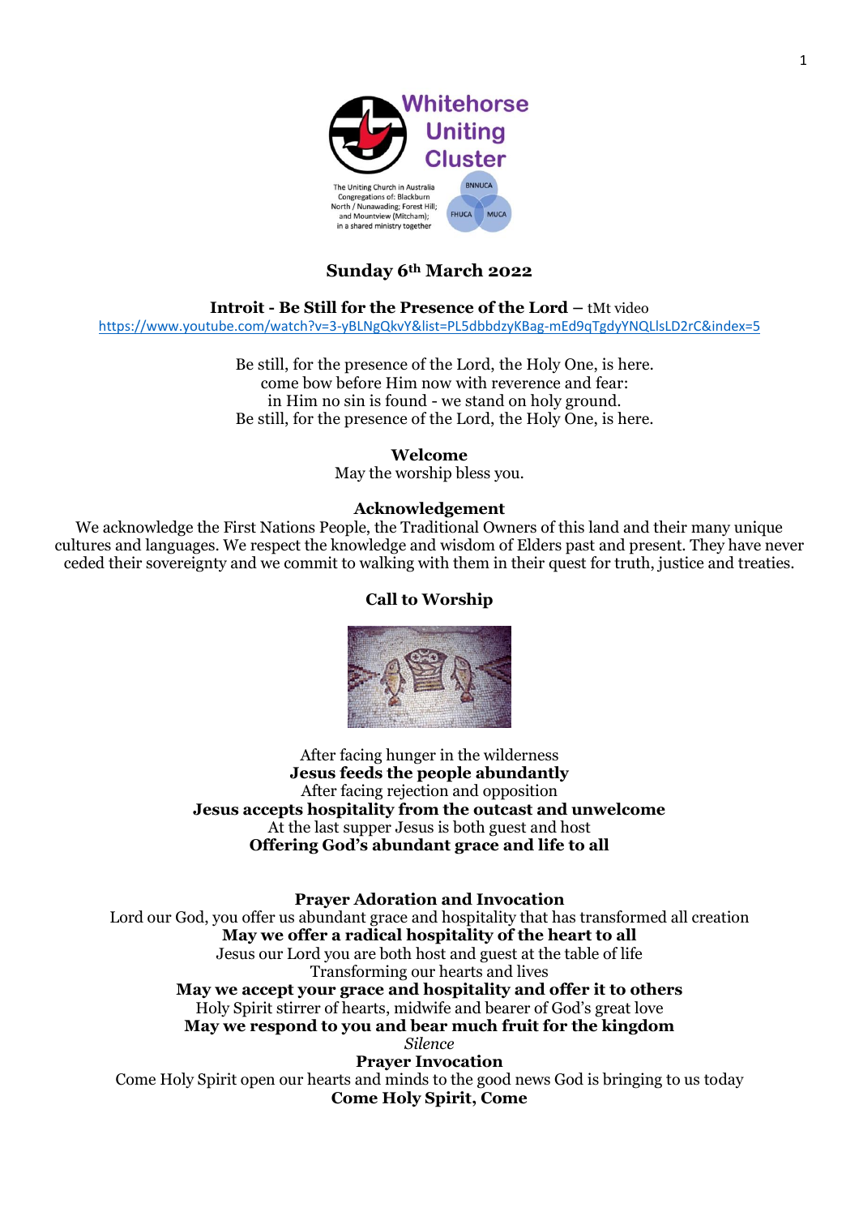Whitehorse Uniting Cluster

The Uniting Church in Australia
Congregations of: Blackburn North / Nunawading; Forest Hill; and Mountview (Mitcham); in a shared ministry together

BNNUCA FHUCA MUCA

## Sunday 6th March 2022

**Introit - Be Still for the Presence of the Lord** – tMt video
https://www.youtube.com/watch?v=3-yBLNgQkvY&list=PL5dbbdzyKBag-mEd9qTgdyYNQLlsLD2rC&index=5

Be still, for the presence of the Lord, the Holy One, is here.
come bow before Him now with reverence and fear:
in Him no sin is found - we stand on holy ground.
Be still, for the presence of the Lord, the Holy One, is here.

**Welcome**

May the worship bless you.

**Acknowledgement**

We acknowledge the First Nations People, the Traditional Owners of this land and their many unique cultures and languages. We respect the knowledge and wisdom of Elders past and present. They have never ceded their sovereignty and we commit to walking with them in their quest for truth, justice and treaties.

**Call to Worship**

After facing hunger in the wilderness
**Jesus feeds the people abundantly**
After facing rejection and opposition
**Jesus accepts hospitality from the outcast and unwelcome**
At the last supper Jesus is both guest and host
**Offering God's abundant grace and life to all**

**Prayer Adoration and Invocation**

Lord our God, you offer us abundant grace and hospitality that has transformed all creation
**May we offer a radical hospitality of the heart to all**
Jesus our Lord you are both host and guest at the table of life
Transforming our hearts and lives
**May we accept your grace and hospitality and offer it to others**
Holy Spirit stirrer of hearts, midwife and bearer of God's great love
**May we respond to you and bear much fruit for the kingdom**
*Silence*

**Prayer Invocation**

Come Holy Spirit open our hearts and minds to the good news God is bringing to us today
**Come Holy Spirit, Come**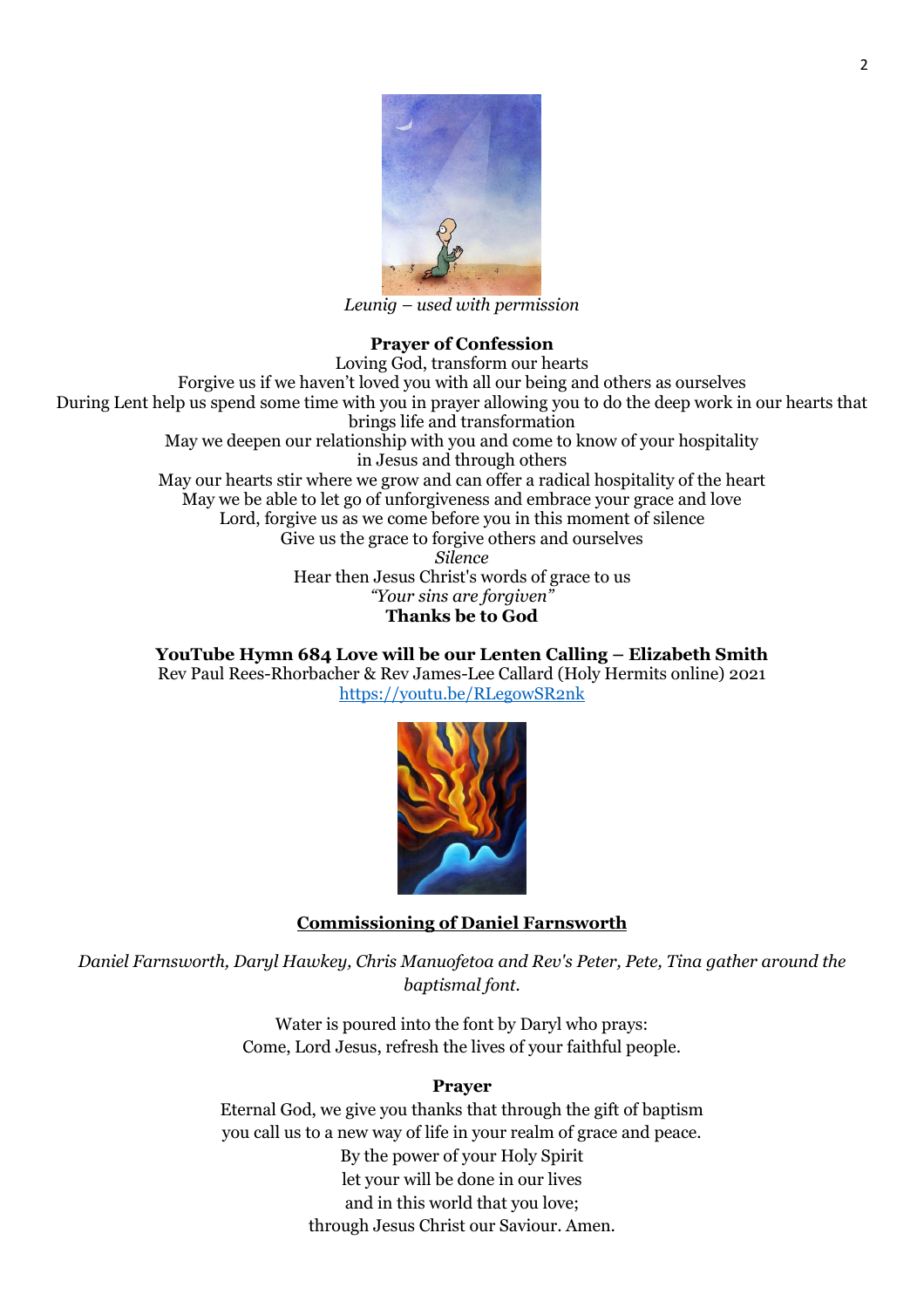*Leunig – used with permission*

**Prayer of Confession**

Loving God, transform our hearts
Forgive us if we haven't loved you with all our being and others as ourselves
During Lent help us spend some time with you in prayer allowing you to do the deep work in our hearts that brings life and transformation
May we deepen our relationship with you and come to know of your hospitality in Jesus and through others
May our hearts stir where we grow and can offer a radical hospitality of the heart
May we be able to let go of unforgiveness and embrace your grace and love
Lord, forgive us as we come before you in this moment of silence
Give us the grace to forgive others and ourselves
*Silence*
Hear then Jesus Christ's words of grace to us
*"Your sins are forgiven"*
**Thanks be to God**

**YouTube Hymn 684 Love will be our Lenten Calling – Elizabeth Smith**
Rev Paul Rees-Rhorbacher & Rev James-Lee Callard (Holy Hermits online) 2021
https://youtu.be/RLegowSR2nk

**Commissioning of Daniel Farnsworth**

*Daniel Farnsworth, Daryl Hawkey, Chris Manuofetoa and Rev's Peter, Pete, Tina gather around the baptismal font.*

Water is poured into the font by Daryl who prays:
Come, Lord Jesus, refresh the lives of your faithful people.

**Prayer**

Eternal God, we give you thanks that through the gift of baptism
you call us to a new way of life in your realm of grace and peace.
By the power of your Holy Spirit
let your will be done in our lives
and in this world that you love;
through Jesus Christ our Saviour. Amen.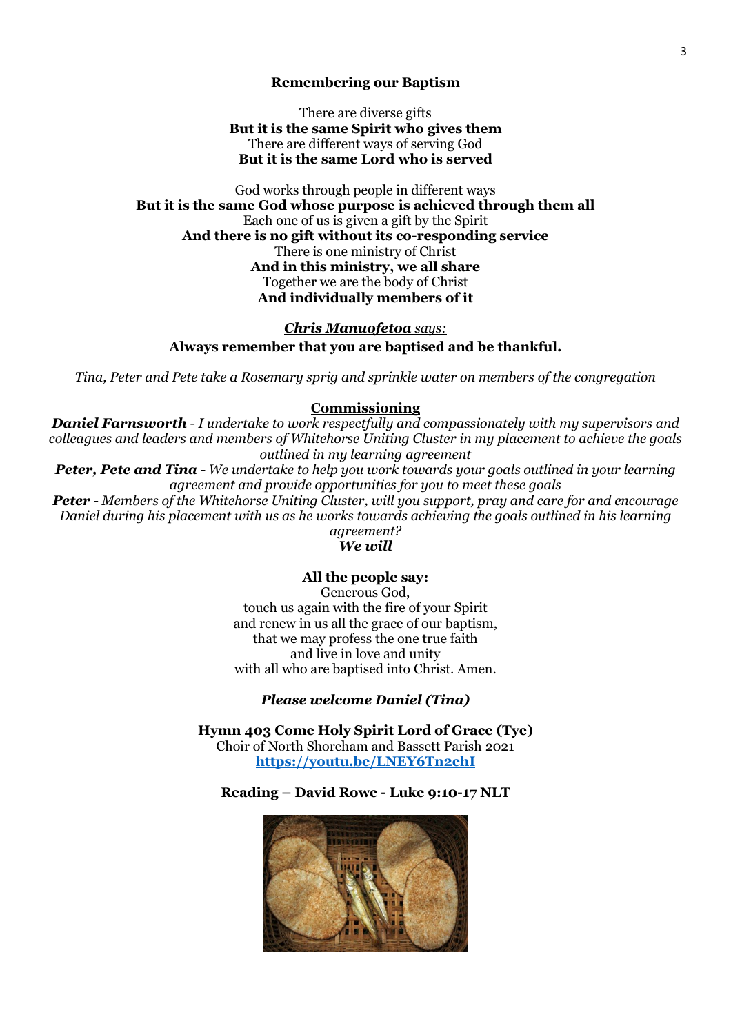**Remembering our Baptism**

There are diverse gifts
**But it is the same Spirit who gives them**
There are different ways of serving God
**But it is the same Lord who is served**

God works through people in different ways
**But it is the same God whose purpose is achieved through them all**
Each one of us is given a gift by the Spirit
**And there is no gift without its co-responding service**
There is one ministry of Christ
**And in this ministry, we all share**
Together we are the body of Christ
**And individually members of it**

***Chris Manuofetoa*** *says:*
**Always remember that you are baptised and be thankful.**

*Tina, Peter and Pete take a Rosemary sprig and sprinkle water on members of the congregation*

**Commissioning**

***Daniel Farnsworth*** *- I undertake to work respectfully and compassionately with my supervisors and colleagues and leaders and members of Whitehorse Uniting Cluster in my placement to achieve the goals outlined in my learning agreement*

***Peter, Pete and Tina*** *- We undertake to help you work towards your goals outlined in your learning agreement and provide opportunities for you to meet these goals*

***Peter*** *- Members of the Whitehorse Uniting Cluster, will you support, pray and care for and encourage Daniel during his placement with us as he works towards achieving the goals outlined in his learning agreement?*
***We will***

**All the people say:**
Generous God,
touch us again with the fire of your Spirit
and renew in us all the grace of our baptism,
that we may profess the one true faith
and live in love and unity
with all who are baptised into Christ. Amen.

***Please welcome Daniel (Tina)***

**Hymn 403 Come Holy Spirit Lord of Grace (Tye)**
Choir of North Shoreham and Bassett Parish 2021
**https://youtu.be/LNEY6Tn2ehI**

**Reading – David Rowe - Luke 9:10-17 NLT**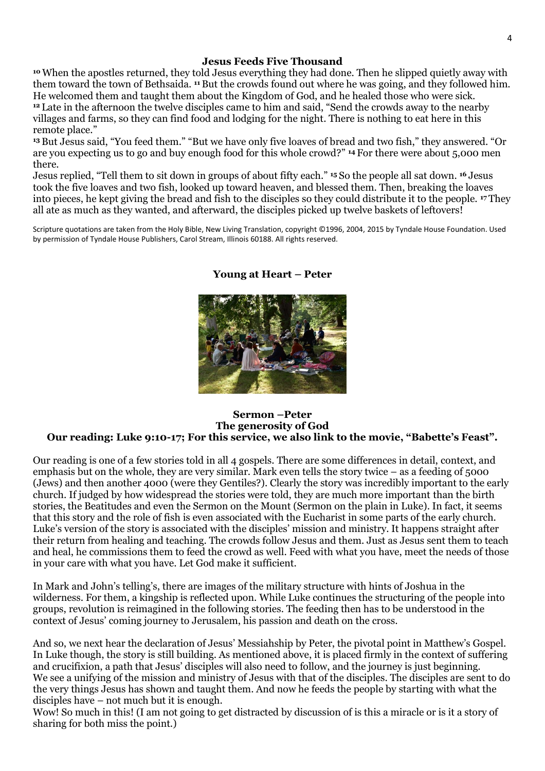**Jesus Feeds Five Thousand**

[10] When the apostles returned, they told Jesus everything they had done. Then he slipped quietly away with them toward the town of Bethsaida. [11] But the crowds found out where he was going, and they followed him. He welcomed them and taught them about the Kingdom of God, and he healed those who were sick. [12] Late in the afternoon the twelve disciples came to him and said, "Send the crowds away to the nearby villages and farms, so they can find food and lodging for the night. There is nothing to eat here in this remote place."

[13] But Jesus said, "You feed them." "But we have only five loaves of bread and two fish," they answered. "Or are you expecting us to go and buy enough food for this whole crowd?" [14] For there were about 5,000 men there.

Jesus replied, "Tell them to sit down in groups of about fifty each." [15] So the people all sat down. [16] Jesus took the five loaves and two fish, looked up toward heaven, and blessed them. Then, breaking the loaves into pieces, he kept giving the bread and fish to the disciples so they could distribute it to the people. [17] They all ate as much as they wanted, and afterward, the disciples picked up twelve baskets of leftovers!

Scripture quotations are taken from the Holy Bible, New Living Translation, copyright ©1996, 2004, 2015 by Tyndale House Foundation. Used by permission of Tyndale House Publishers, Carol Stream, Illinois 60188. All rights reserved.

**Young at Heart – Peter**

**Sermon –Peter**
**The generosity of God**
**Our reading: Luke 9:10-17; For this service, we also link to the movie, "Babette's Feast".**

Our reading is one of a few stories told in all 4 gospels. There are some differences in detail, context, and emphasis but on the whole, they are very similar. Mark even tells the story twice – as a feeding of 5000 (Jews) and then another 4000 (were they Gentiles?). Clearly the story was incredibly important to the early church. If judged by how widespread the stories were told, they are much more important than the birth stories, the Beatitudes and even the Sermon on the Mount (Sermon on the plain in Luke). In fact, it seems that this story and the role of fish is even associated with the Eucharist in some parts of the early church. Luke's version of the story is associated with the disciples' mission and ministry. It happens straight after their return from healing and teaching. The crowds follow Jesus and them. Just as Jesus sent them to teach and heal, he commissions them to feed the crowd as well. Feed with what you have, meet the needs of those in your care with what you have. Let God make it sufficient.

In Mark and John's telling's, there are images of the military structure with hints of Joshua in the wilderness. For them, a kingship is reflected upon. While Luke continues the structuring of the people into groups, revolution is reimagined in the following stories. The feeding then has to be understood in the context of Jesus' coming journey to Jerusalem, his passion and death on the cross.

And so, we next hear the declaration of Jesus' Messiahship by Peter, the pivotal point in Matthew's Gospel. In Luke though, the story is still building. As mentioned above, it is placed firmly in the context of suffering and crucifixion, a path that Jesus' disciples will also need to follow, and the journey is just beginning. We see a unifying of the mission and ministry of Jesus with that of the disciples. The disciples are sent to do the very things Jesus has shown and taught them. And now he feeds the people by starting with what the disciples have – not much but it is enough.

Wow! So much in this! (I am not going to get distracted by discussion of is this a miracle or is it a story of sharing for both miss the point.)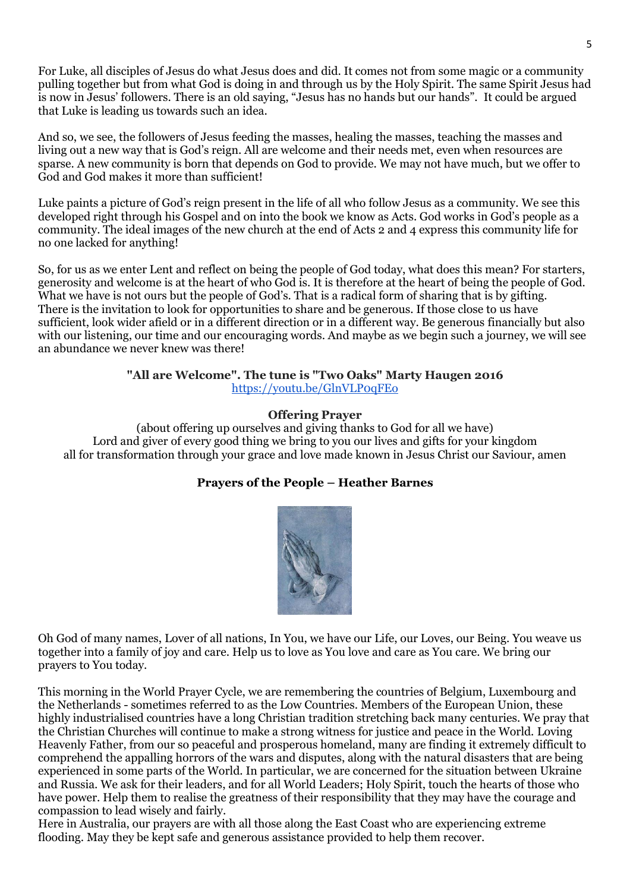For Luke, all disciples of Jesus do what Jesus does and did. It comes not from some magic or a community pulling together but from what God is doing in and through us by the Holy Spirit. The same Spirit Jesus had is now in Jesus' followers. There is an old saying, "Jesus has no hands but our hands". It could be argued that Luke is leading us towards such an idea.

And so, we see, the followers of Jesus feeding the masses, healing the masses, teaching the masses and living out a new way that is God's reign. All are welcome and their needs met, even when resources are sparse. A new community is born that depends on God to provide. We may not have much, but we offer to God and God makes it more than sufficient!

Luke paints a picture of God's reign present in the life of all who follow Jesus as a community. We see this developed right through his Gospel and on into the book we know as Acts. God works in God's people as a community. The ideal images of the new church at the end of Acts 2 and 4 express this community life for no one lacked for anything!

So, for us as we enter Lent and reflect on being the people of God today, what does this mean? For starters, generosity and welcome is at the heart of who God is. It is therefore at the heart of being the people of God. What we have is not ours but the people of God's. That is a radical form of sharing that is by gifting. There is the invitation to look for opportunities to share and be generous. If those close to us have sufficient, look wider afield or in a different direction or in a different way. Be generous financially but also with our listening, our time and our encouraging words. And maybe as we begin such a journey, we will see an abundance we never knew was there!

**"All are Welcome". The tune is "Two Oaks" Marty Haugen 2016**
https://youtu.be/GlnVLPoqFEo

**Offering Prayer**

(about offering up ourselves and giving thanks to God for all we have)
Lord and giver of every good thing we bring to you our lives and gifts for your kingdom all for transformation through your grace and love made known in Jesus Christ our Saviour, amen

**Prayers of the People – Heather Barnes**

Oh God of many names, Lover of all nations, In You, we have our Life, our Loves, our Being. You weave us together into a family of joy and care. Help us to love as You love and care as You care. We bring our prayers to You today.

This morning in the World Prayer Cycle, we are remembering the countries of Belgium, Luxembourg and the Netherlands - sometimes referred to as the Low Countries. Members of the European Union, these highly industrialised countries have a long Christian tradition stretching back many centuries. We pray that the Christian Churches will continue to make a strong witness for justice and peace in the World. Loving Heavenly Father, from our so peaceful and prosperous homeland, many are finding it extremely difficult to comprehend the appalling horrors of the wars and disputes, along with the natural disasters that are being experienced in some parts of the World. In particular, we are concerned for the situation between Ukraine and Russia. We ask for their leaders, and for all World Leaders; Holy Spirit, touch the hearts of those who have power. Help them to realise the greatness of their responsibility that they may have the courage and compassion to lead wisely and fairly.
Here in Australia, our prayers are with all those along the East Coast who are experiencing extreme flooding. May they be kept safe and generous assistance provided to help them recover.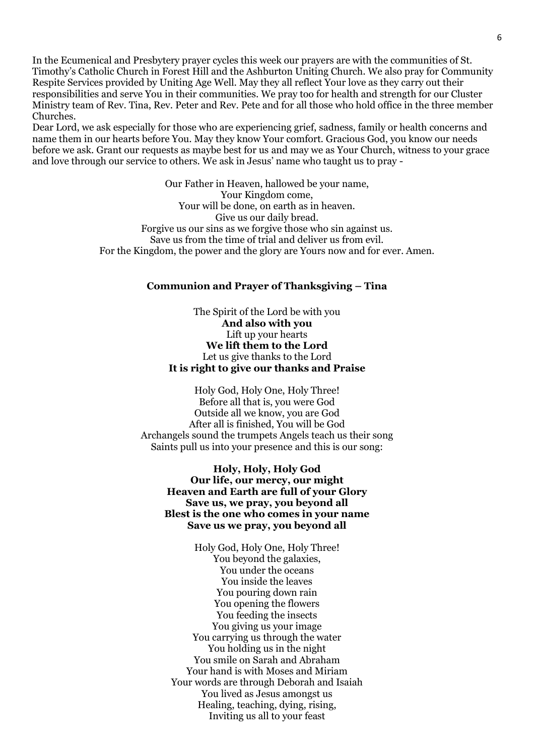In the Ecumenical and Presbytery prayer cycles this week our prayers are with the communities of St. Timothy's Catholic Church in Forest Hill and the Ashburton Uniting Church. We also pray for Community Respite Services provided by Uniting Age Well. May they all reflect Your love as they carry out their responsibilities and serve You in their communities. We pray too for health and strength for our Cluster Ministry team of Rev. Tina, Rev. Peter and Rev. Pete and for all those who hold office in the three member Churches.

Dear Lord, we ask especially for those who are experiencing grief, sadness, family or health concerns and name them in our hearts before You. May they know Your comfort. Gracious God, you know our needs before we ask. Grant our requests as maybe best for us and may we as Your Church, witness to your grace and love through our service to others. We ask in Jesus' name who taught us to pray -

Our Father in Heaven, hallowed be your name,  
Your Kingdom come,  
Your will be done, on earth as in heaven.  
Give us our daily bread.  
Forgive us our sins as we forgive those who sin against us.  
Save us from the time of trial and deliver us from evil.  
For the Kingdom, the power and the glory are Yours now and for ever. Amen.

**Communion and Prayer of Thanksgiving – Tina**

The Spirit of the Lord be with you  
**And also with you**  
Lift up your hearts  
**We lift them to the Lord**  
Let us give thanks to the Lord  
**It is right to give our thanks and Praise**

Holy God, Holy One, Holy Three!  
Before all that is, you were God  
Outside all we know, you are God  
After all is finished, You will be God  
Archangels sound the trumpets Angels teach us their song  
Saints pull us into your presence and this is our song:

**Holy, Holy, Holy God**  
**Our life, our mercy, our might**  
**Heaven and Earth are full of your Glory**  
**Save us, we pray, you beyond all**  
**Blest is the one who comes in your name**  
**Save us we pray, you beyond all**

Holy God, Holy One, Holy Three!  
You beyond the galaxies,  
You under the oceans  
You inside the leaves  
You pouring down rain  
You opening the flowers  
You feeding the insects  
You giving us your image  
You carrying us through the water  
You holding us in the night  
You smile on Sarah and Abraham  
Your hand is with Moses and Miriam  
Your words are through Deborah and Isaiah  
You lived as Jesus amongst us  
Healing, teaching, dying, rising,  
Inviting us all to your feast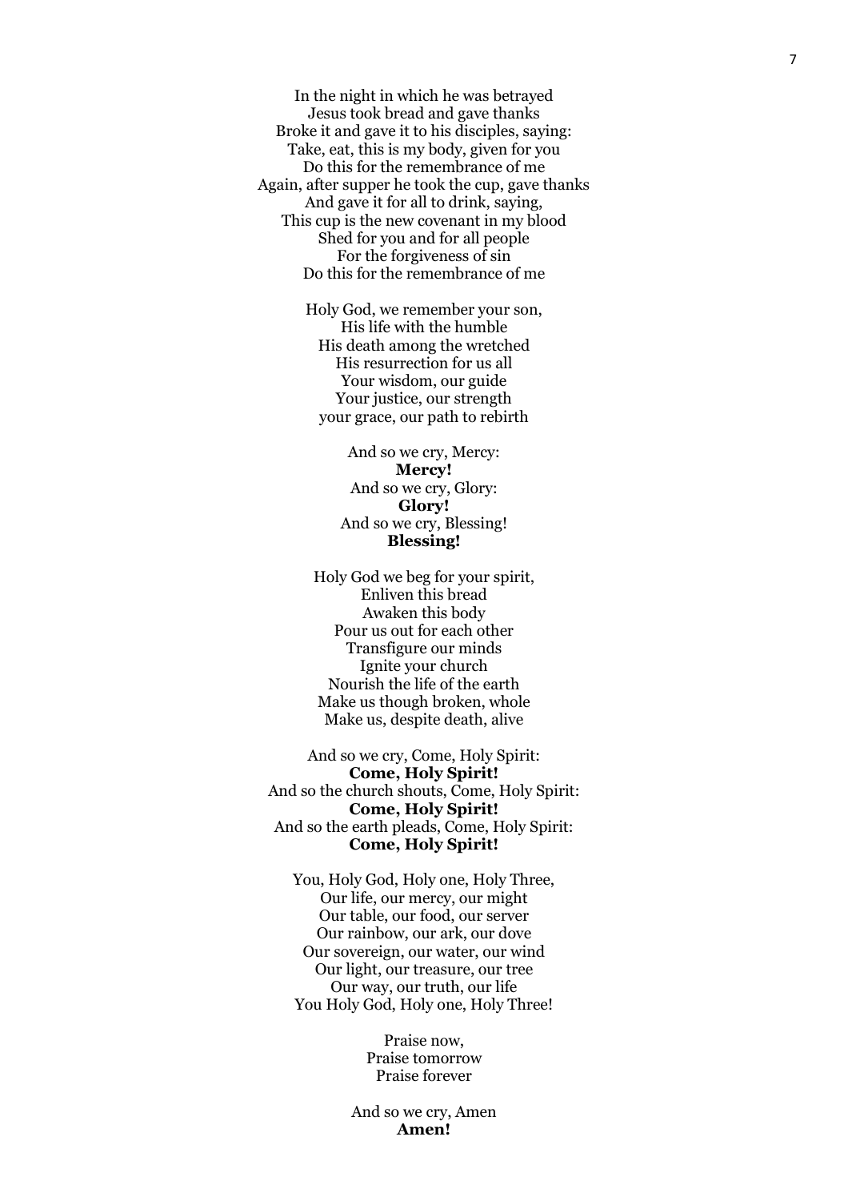In the night in which he was betrayed
Jesus took bread and gave thanks
Broke it and gave it to his disciples, saying:
Take, eat, this is my body, given for you
Do this for the remembrance of me
Again, after supper he took the cup, gave thanks
And gave it for all to drink, saying,
This cup is the new covenant in my blood
Shed for you and for all people
For the forgiveness of sin
Do this for the remembrance of me

Holy God, we remember your son,
His life with the humble
His death among the wretched
His resurrection for us all
Your wisdom, our guide
Your justice, our strength
your grace, our path to rebirth

And so we cry, Mercy:
**Mercy!**
And so we cry, Glory:
**Glory!**
And so we cry, Blessing!
**Blessing!**

Holy God we beg for your spirit,
Enliven this bread
Awaken this body
Pour us out for each other
Transfigure our minds
Ignite your church
Nourish the life of the earth
Make us though broken, whole
Make us, despite death, alive

And so we cry, Come, Holy Spirit:
**Come, Holy Spirit!**
And so the church shouts, Come, Holy Spirit:
**Come, Holy Spirit!**
And so the earth pleads, Come, Holy Spirit:
**Come, Holy Spirit!**

You, Holy God, Holy one, Holy Three,
Our life, our mercy, our might
Our table, our food, our server
Our rainbow, our ark, our dove
Our sovereign, our water, our wind
Our light, our treasure, our tree
Our way, our truth, our life
You Holy God, Holy one, Holy Three!

Praise now,
Praise tomorrow
Praise forever

And so we cry, Amen
**Amen!**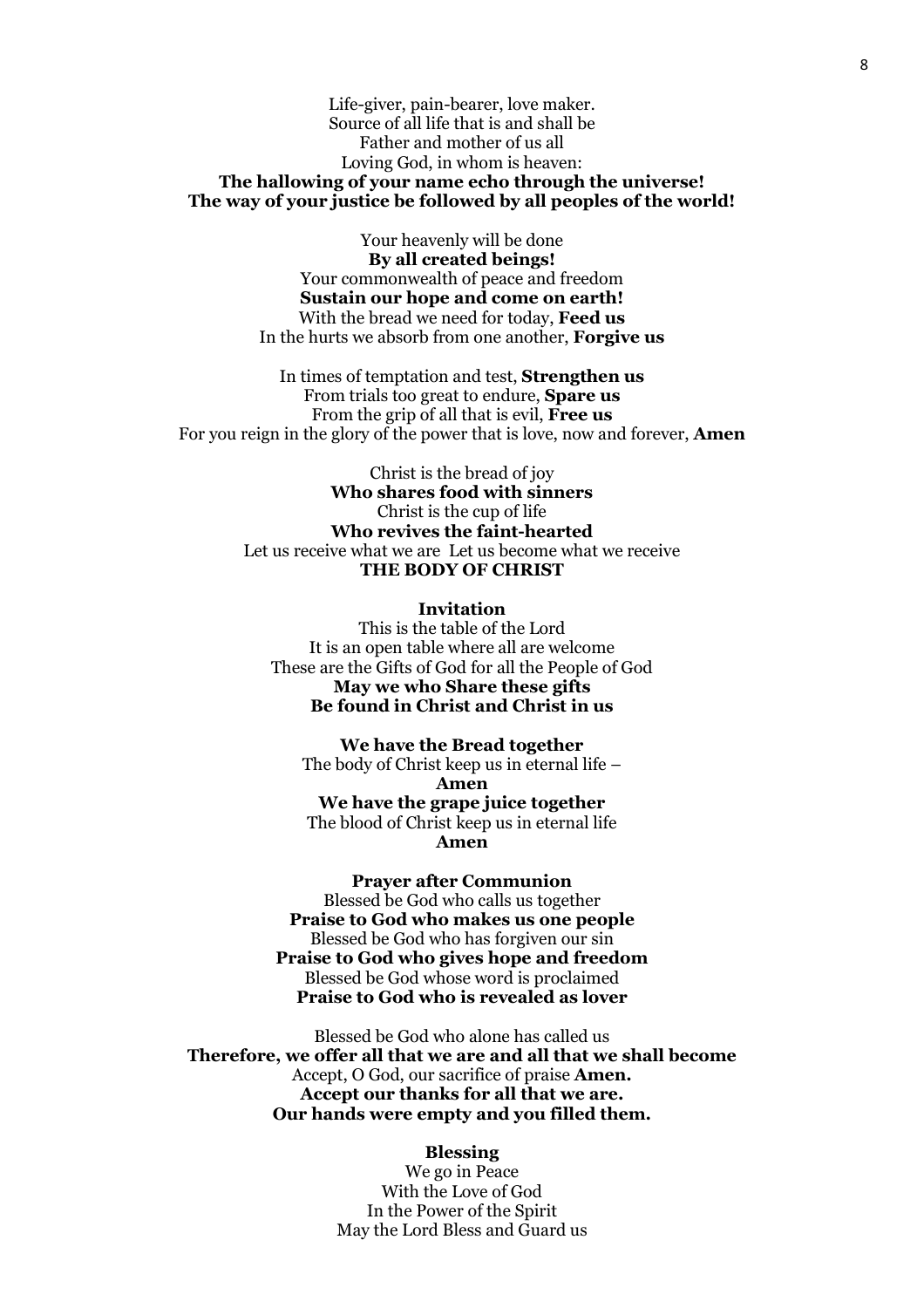Life-giver, pain-bearer, love maker.
Source of all life that is and shall be
Father and mother of us all
Loving God, in whom is heaven:
**The hallowing of your name echo through the universe!**
**The way of your justice be followed by all peoples of the world!**

Your heavenly will be done
**By all created beings!**
Your commonwealth of peace and freedom
**Sustain our hope and come on earth!**
With the bread we need for today, **Feed us**
In the hurts we absorb from one another, **Forgive us**

In times of temptation and test, **Strengthen us**
From trials too great to endure, **Spare us**
From the grip of all that is evil, **Free us**
For you reign in the glory of the power that is love, now and forever, **Amen**

Christ is the bread of joy
**Who shares food with sinners**
Christ is the cup of life
**Who revives the faint-hearted**
Let us receive what we are  Let us become what we receive
**THE BODY OF CHRIST**

**Invitation**

This is the table of the Lord
It is an open table where all are welcome
These are the Gifts of God for all the People of God
**May we who Share these gifts**
**Be found in Christ and Christ in us**

**We have the Bread together**
The body of Christ keep us in eternal life –
**Amen**
**We have the grape juice together**
The blood of Christ keep us in eternal life
**Amen**

**Prayer after Communion**

Blessed be God who calls us together
**Praise to God who makes us one people**
Blessed be God who has forgiven our sin
**Praise to God who gives hope and freedom**
Blessed be God whose word is proclaimed
**Praise to God who is revealed as lover**

Blessed be God who alone has called us
**Therefore, we offer all that we are and all that we shall become**
Accept, O God, our sacrifice of praise **Amen.**
**Accept our thanks for all that we are.**
**Our hands were empty and you filled them.**

**Blessing**

We go in Peace
With the Love of God
In the Power of the Spirit
May the Lord Bless and Guard us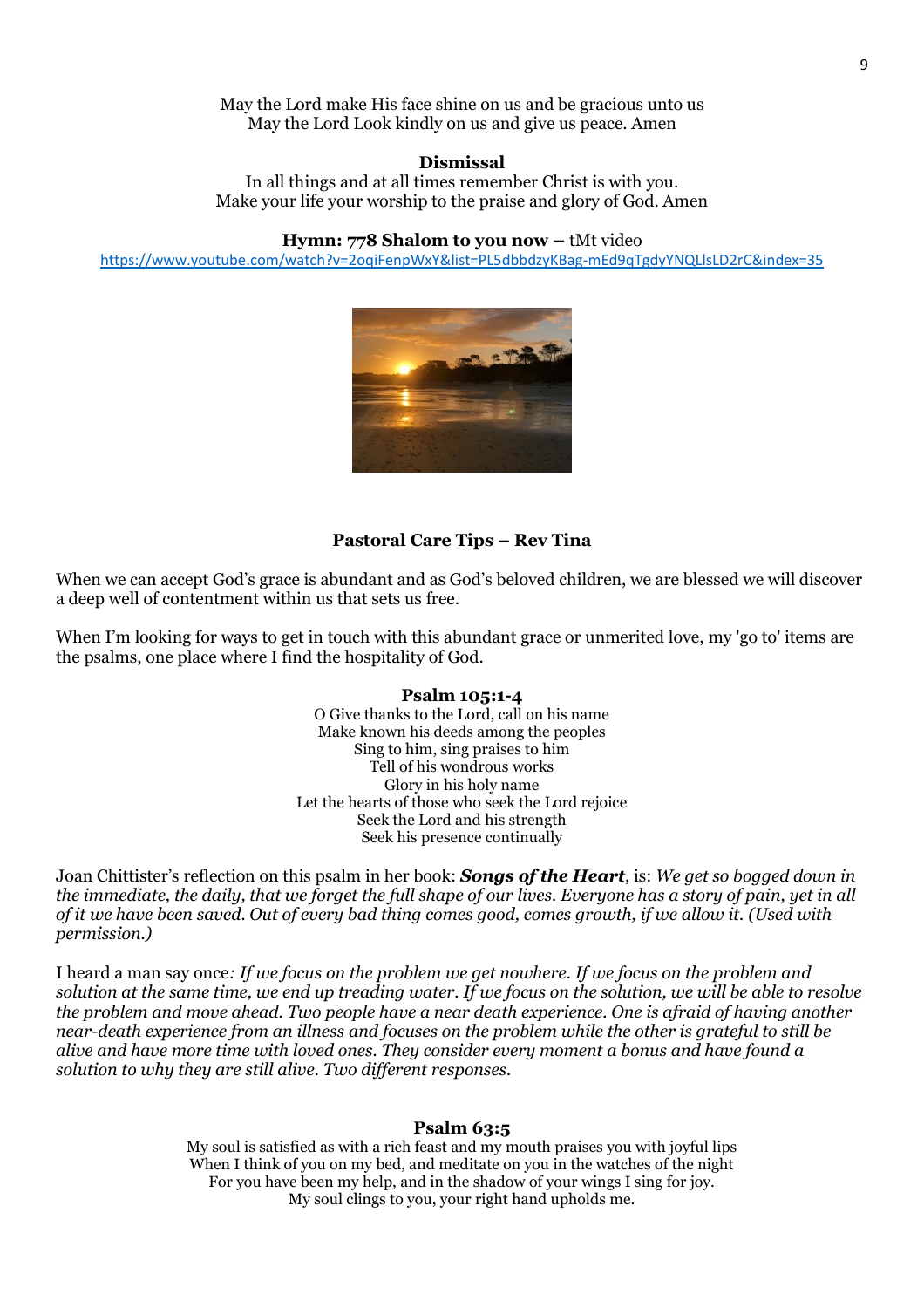May the Lord make His face shine on us and be gracious unto us
May the Lord Look kindly on us and give us peace. Amen

**Dismissal**

In all things and at all times remember Christ is with you.
Make your life your worship to the praise and glory of God. Amen

**Hymn: 778 Shalom to you now –** tMt video
https://www.youtube.com/watch?v=2oqiFenpWxY&list=PL5dbbdzyKBag-mEd9qTgdyYNQLlsLD2rC&index=35

**Pastoral Care Tips – Rev Tina**

When we can accept God's grace is abundant and as God's beloved children, we are blessed we will discover a deep well of contentment within us that sets us free.

When I'm looking for ways to get in touch with this abundant grace or unmerited love, my 'go to' items are the psalms, one place where I find the hospitality of God.

**Psalm 105:1-4**

O Give thanks to the Lord, call on his name
Make known his deeds among the peoples
Sing to him, sing praises to him
Tell of his wondrous works
Glory in his holy name
Let the hearts of those who seek the Lord rejoice
Seek the Lord and his strength
Seek his presence continually

Joan Chittister's reflection on this psalm in her book: ***Songs of the Heart***, is: *We get so bogged down in the immediate, the daily, that we forget the full shape of our lives. Everyone has a story of pain, yet in all of it we have been saved. Out of every bad thing comes good, comes growth, if we allow it. (Used with permission.)*

I heard a man say once*: If we focus on the problem we get nowhere. If we focus on the problem and solution at the same time, we end up treading water. If we focus on the solution, we will be able to resolve the problem and move ahead. Two people have a near death experience. One is afraid of having another near-death experience from an illness and focuses on the problem while the other is grateful to still be alive and have more time with loved ones. They consider every moment a bonus and have found a solution to why they are still alive. Two different responses.*

**Psalm 63:5**

My soul is satisfied as with a rich feast and my mouth praises you with joyful lips
When I think of you on my bed, and meditate on you in the watches of the night
For you have been my help, and in the shadow of your wings I sing for joy.
My soul clings to you, your right hand upholds me.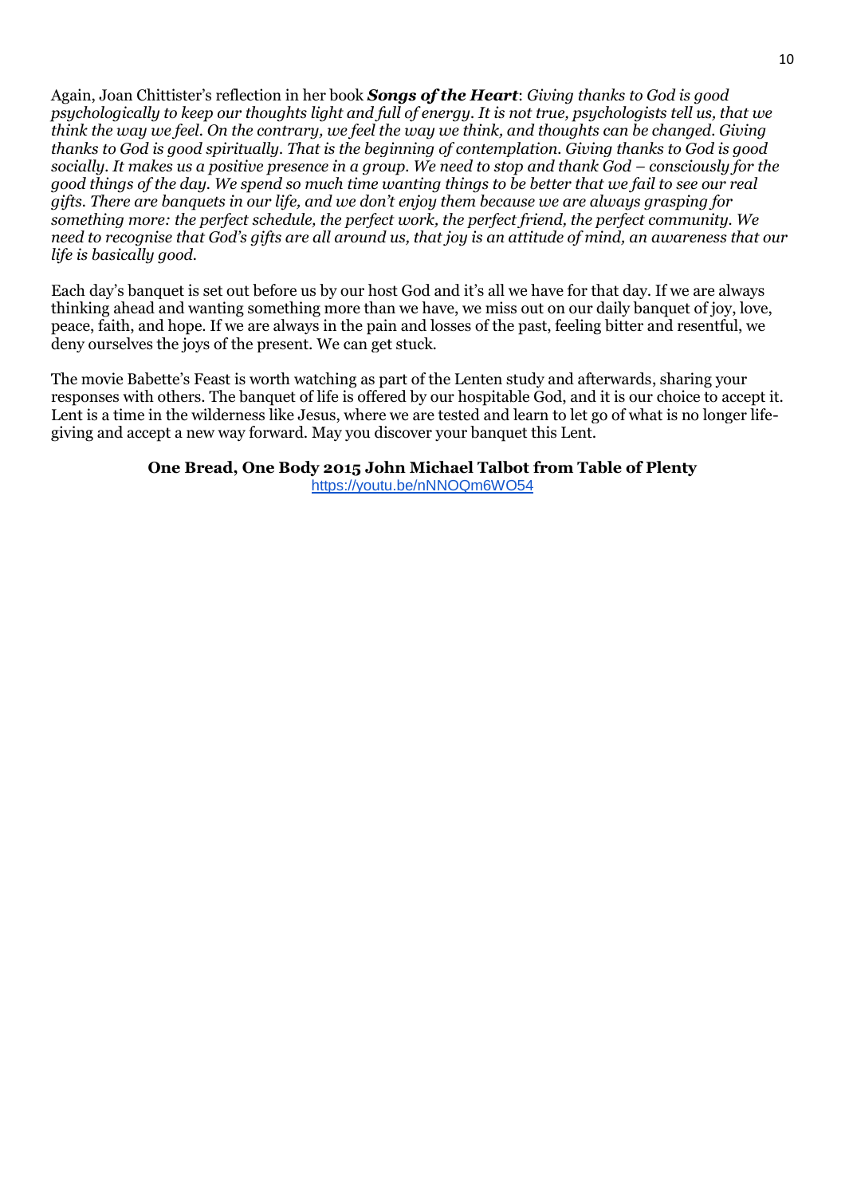Again, Joan Chittister's reflection in her book ***Songs of the Heart***: *Giving thanks to God is good psychologically to keep our thoughts light and full of energy. It is not true, psychologists tell us, that we think the way we feel. On the contrary, we feel the way we think, and thoughts can be changed. Giving thanks to God is good spiritually. That is the beginning of contemplation. Giving thanks to God is good socially. It makes us a positive presence in a group. We need to stop and thank God – consciously for the good things of the day. We spend so much time wanting things to be better that we fail to see our real gifts. There are banquets in our life, and we don't enjoy them because we are always grasping for something more: the perfect schedule, the perfect work, the perfect friend, the perfect community. We need to recognise that God's gifts are all around us, that joy is an attitude of mind, an awareness that our life is basically good.*

Each day's banquet is set out before us by our host God and it's all we have for that day. If we are always thinking ahead and wanting something more than we have, we miss out on our daily banquet of joy, love, peace, faith, and hope. If we are always in the pain and losses of the past, feeling bitter and resentful, we deny ourselves the joys of the present. We can get stuck.

The movie Babette's Feast is worth watching as part of the Lenten study and afterwards, sharing your responses with others. The banquet of life is offered by our hospitable God, and it is our choice to accept it. Lent is a time in the wilderness like Jesus, where we are tested and learn to let go of what is no longer life-giving and accept a new way forward. May you discover your banquet this Lent.

**One Bread, One Body 2015 John Michael Talbot from Table of Plenty**
https://youtu.be/nNNOQm6WO54